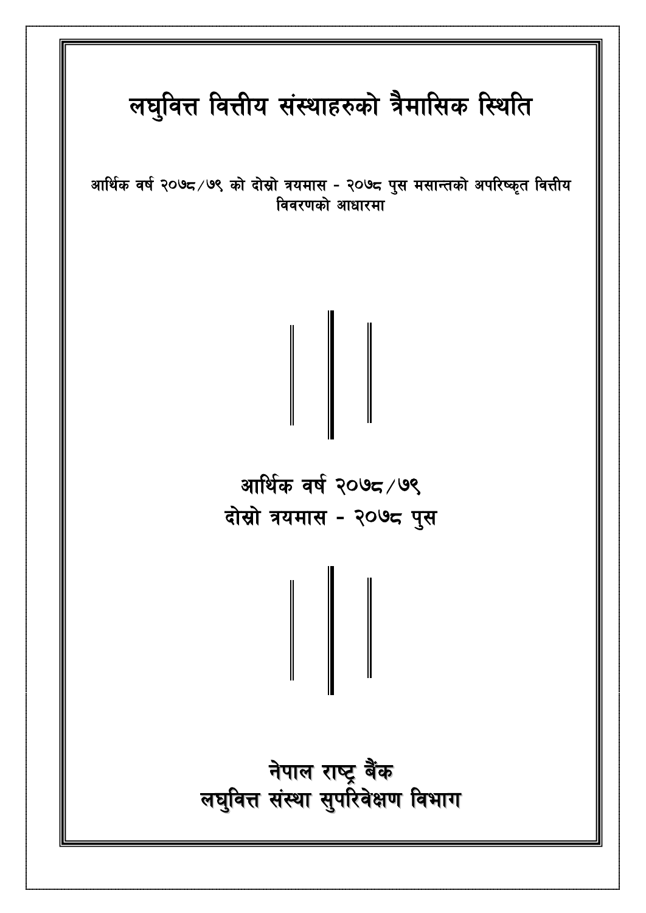# लघुवित्त वित्तीय संस्थाहरुको त्रैमासिक स्थिति

आर्थिक वर्ष २०७८/७९ को दोस्रो त्रयमास - २०७८ पुस मसान्तको अपरिष्कृत वित्तीय विवरणको आधारमा

## आर्थिक वर्ष २०७८/७९
## दोस्रो त्रयमास - २०७८ पुस

## नेपाल राष्ट्र बैंक
## लघुवित्त संस्था सुपरिवेक्षण विभाग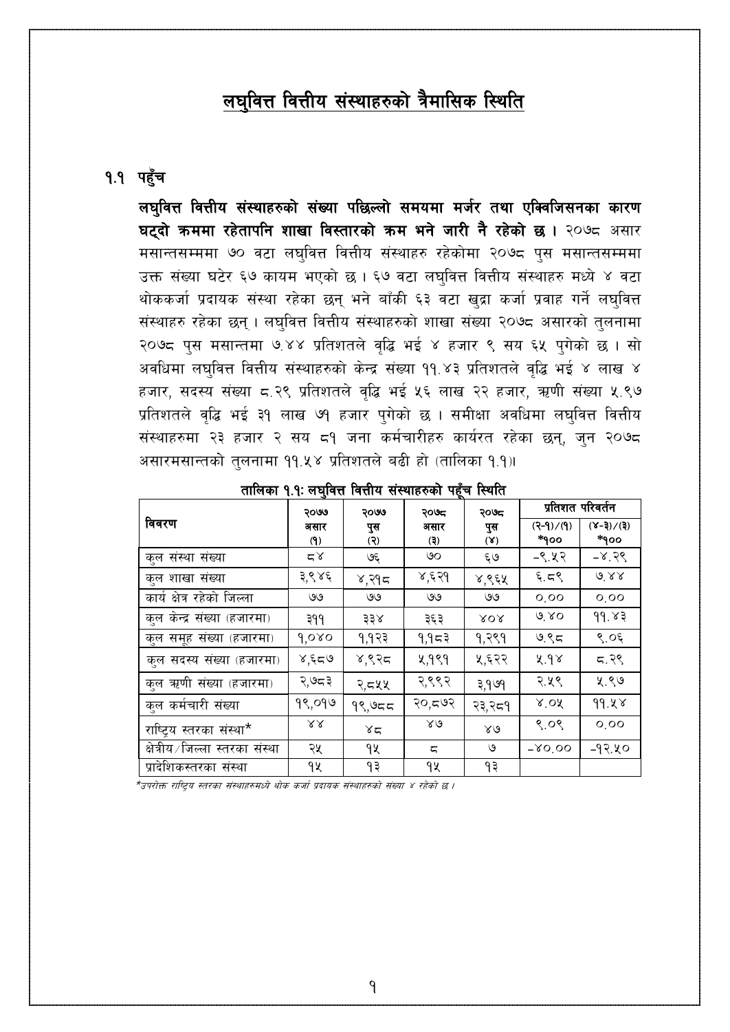# लघुवित्त वित्तीय संस्थाहरुको त्रैमासिक स्थिति

## १.१ पहुँच

**लघुवित्त वित्तीय संस्थाहरुको संख्या पछिल्लो समयमा मर्जर तथा एक्विजिसनका कारण घट्दो क्रममा रहेतापनि शाखा विस्तारको क्रम भने जारी नै रहेको छ ।** २०७८ असार मसान्तसम्ममा ७० वटा लघुवित्त वित्तीय संस्थाहरु रहेकोमा २०७८ पुस मसान्तसम्ममा उक्त संख्या घटेर ६७ कायम भएको छ । ६७ वटा लघुवित्त वित्तीय संस्थाहरु मध्ये ४ वटा थोककर्जा प्रदायक संस्था रहेका छन् भने बाँकी ६३ वटा खुद्रा कर्जा प्रवाह गर्ने लघुवित्त संस्थाहरु रहेका छन् । लघुवित्त वित्तीय संस्थाहरुको शाखा संख्या २०७८ असारको तुलनामा २०७८ पुस मसान्तमा ७.४४ प्रतिशतले वृद्धि भई ४ हजार ९ सय ६५ पुगेको छ । सो अवधिमा लघुवित्त वित्तीय संस्थाहरुको केन्द्र संख्या ११.४३ प्रतिशतले वृद्धि भई ४ लाख ४ हजार, सदस्य संख्या ८.२९ प्रतिशतले वृद्धि भई ५६ लाख २२ हजार, ऋणी संख्या ५.९७ प्रतिशतले वृद्धि भई ३१ लाख ७१ हजार पुगेको छ । समीक्षा अवधिमा लघुवित्त वित्तीय संस्थाहरुमा २३ हजार २ सय ८१ जना कर्मचारीहरु कार्यरत रहेका छन्, जुन २०७८ असारमसान्तको तुलनामा ११.५४ प्रतिशतले बढी हो (तालिका १.१)।

**तालिका १.१: लघुवित्त वित्तीय संस्थाहरुको पहूँच स्थिति**

| विवरण | २०७७ असार (१) | २०७७ पुस (२) | २०७८ असार (३) | २०७८ पुस (४) | प्रतिशत परिवर्तन (२-१)/(१) *१०० | (४-३)/(३) *१०० |
|---|---|---|---|---|---|---|
| कुल संस्था संख्या | ८४ | ७६ | ७० | ६७ | -९.५२ | -४.२९ |
| कुल शाखा संख्या | ३,९४६ | ४,२१८ | ४,६२१ | ४,९६५ | ६.८९ | ७.४४ |
| कार्य क्षेत्र रहेको जिल्ला | ७७ | ७७ | ७७ | ७७ | ०.०० | ०.०० |
| कुल केन्द्र संख्या (हजारमा) | ३११ | ३३४ | ३६३ | ४०४ | ७.४० | ११.४३ |
| कुल समूह संख्या (हजारमा) | १,०४० | १,१२३ | १,१८३ | १,२९१ | ७.९८ | ९.०६ |
| कुल सदस्य संख्या (हजारमा) | ४,६८७ | ४,९२८ | ५,१९१ | ५,६२२ | ५.१४ | ८.२९ |
| कुल ऋणी संख्या (हजारमा) | २,७८३ | २,८५५ | २,९९२ | ३,१७१ | २.५९ | ५.९७ |
| कुल कर्मचारी संख्या | १९,०१७ | १९,७८८ | २०,८७२ | २३,२८१ | ४.०५ | ११.५४ |
| राष्ट्रिय स्तरका संस्था* | ४४ | ४८ | ४७ | ४७ | ९.०९ | ०.०० |
| क्षेत्रीय/जिल्ला स्तरका संस्था | २५ | १५ | ८ | ७ | -४०.०० | -१२.५० |
| प्रादेशिकस्तरका संस्था | १५ | १३ | १५ | १३ | | |

*उपरोक्त राष्ट्रिय स्तरका संस्थाहरुमध्ये थोक कर्जा प्रदायक संस्थाहरुको संख्या ४ रहेको छ ।*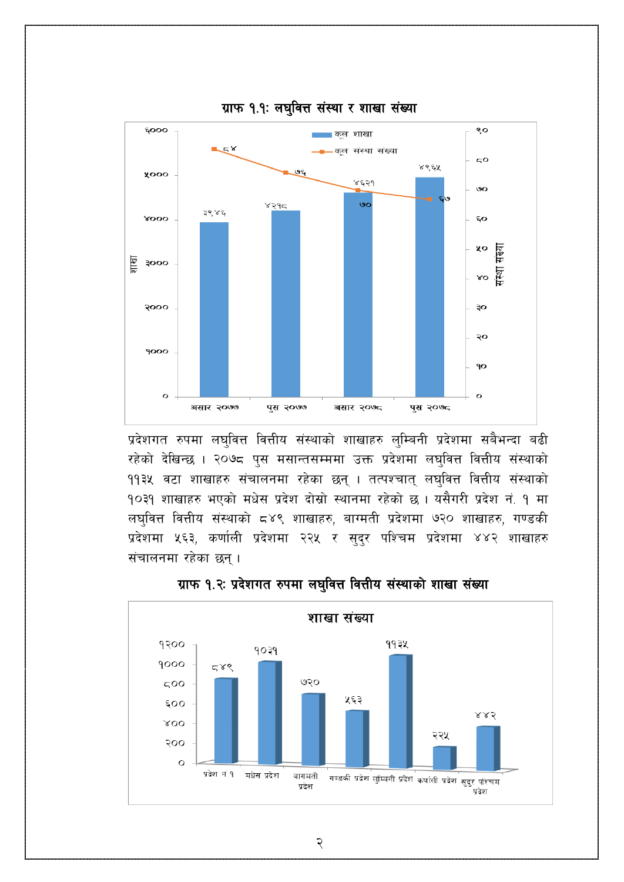### ग्राफ १.१: लघुवित्त संस्था र शाखा संख्या

| | असार २०७७ | पुस २०७७ | असार २०७८ | पुस २०७८ |
|---|---|---|---|---|
| कुल शाखा | ३९४६ | ४२१८ | ४६२१ | ४९६५ |
| कुल संस्था संख्या | ८४ | ७६ | ७० | ६७ |

प्रदेशगत रुपमा लघुवित्त वित्तीय संस्थाको शाखाहरु लुम्बिनी प्रदेशमा सबैभन्दा बढी रहेको देखिन्छ । २०७८ पुस मसान्तसम्ममा उक्त प्रदेशमा लघुवित्त वित्तीय संस्थाको ११३५ वटा शाखाहरु संचालनमा रहेका छन् । तत्पश्चात् लघुवित्त वित्तीय संस्थाको १०३१ शाखाहरु भएको मधेस प्रदेश दोस्रो स्थानमा रहेको छ । यसैगरी प्रदेश नं. १ मा लघुवित्त वित्तीय संस्थाको ८४९ शाखाहरु, बाग्मती प्रदेशमा ७२० शाखाहरु, गण्डकी प्रदेशमा ५६३, कर्णाली प्रदेशमा २२५ र सुदुर पश्चिम प्रदेशमा ४४२ शाखाहरु संचालनमा रहेका छन् ।

### ग्राफ १.२: प्रदेशगत रुपमा लघुवित्त वित्तीय संस्थाको शाखा संख्या

**शाखा संख्या**

| प्रदेश | शाखा संख्या |
|---|---|
| प्रदेश नं १ | ८४९ |
| मधेस प्रदेश | १०३१ |
| बागमती प्रदेश | ७२० |
| गण्डकी प्रदेश | ५६३ |
| लुम्बिनी प्रदेश | ११३५ |
| कर्णाली प्रदेश | २२५ |
| सुदुर पश्चिम प्रदेश | ४४२ |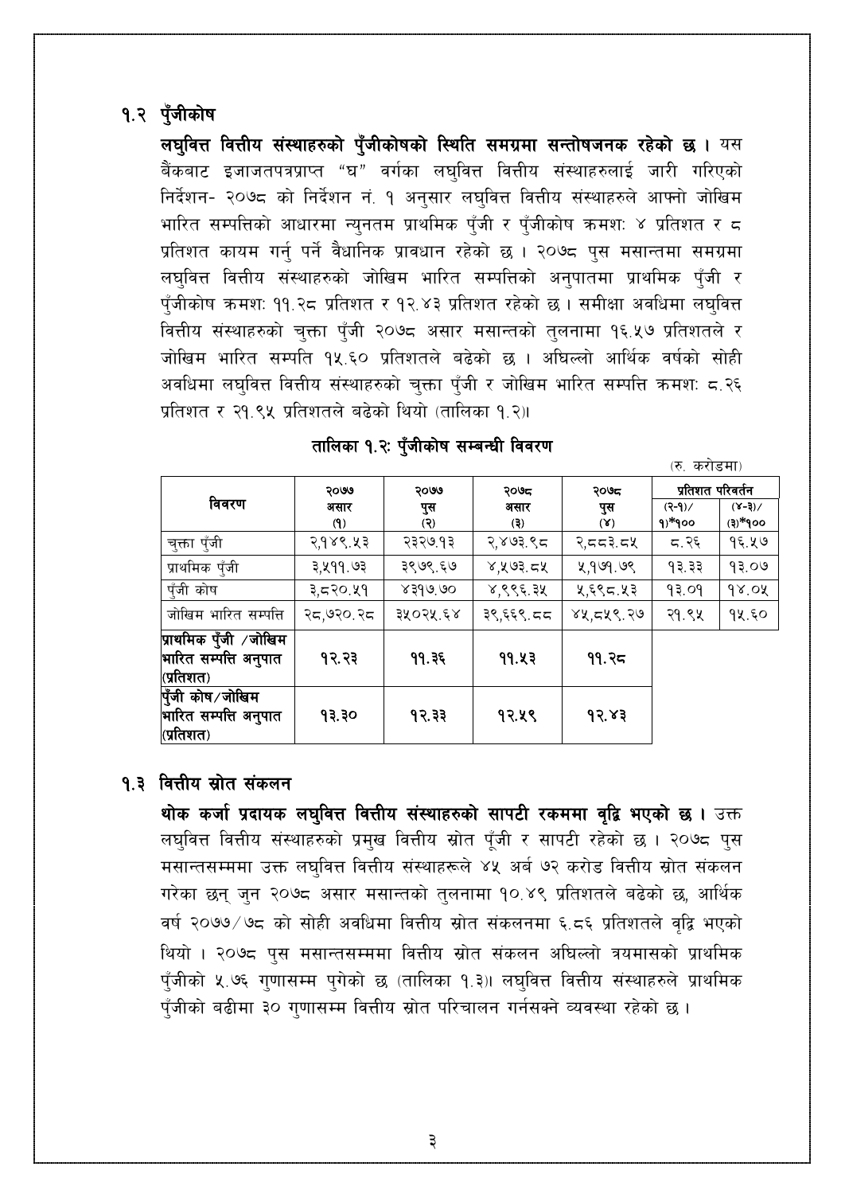## १.२ पुँजीकोष

**लघुवित्त वित्तीय संस्थाहरुको पुँजीकोषको स्थिति समग्रमा सन्तोषजनक रहेको छ ।** यस बैंकबाट इजाजतपत्रप्राप्त "घ" वर्गका लघुवित्त वित्तीय संस्थाहरुलाई जारी गरिएको निर्देशन- २०७८ को निर्देशन नं. १ अनुसार लघुवित्त वित्तीय संस्थाहरुले आफ्नो जोखिम भारित सम्पत्तिको आधारमा न्युनतम प्राथमिक पुँजी र पुँजीकोष क्रमशः ४ प्रतिशत र ८ प्रतिशत कायम गर्नु पर्ने वैधानिक प्रावधान रहेको छ । २०७८ पुस मसान्तमा समग्रमा लघुवित्त वित्तीय संस्थाहरुको जोखिम भारित सम्पत्तिको अनुपातमा प्राथमिक पुँजी र पुँजीकोष क्रमशः ११.२८ प्रतिशत र १२.४३ प्रतिशत रहेको छ । समीक्षा अवधिमा लघुवित्त वित्तीय संस्थाहरुको चुक्ता पुँजी २०७८ असार मसान्तको तुलनामा १६.५७ प्रतिशतले र जोखिम भारित सम्पति १५.६० प्रतिशतले बढेको छ । अघिल्लो आर्थिक वर्षको सोही अवधिमा लघुवित्त वित्तीय संस्थाहरुको चुक्ता पुँजी र जोखिम भारित सम्पत्ति क्रमशः ८.२६ प्रतिशत र २१.९५ प्रतिशतले बढेको थियो (तालिका १.२)।

**तालिका १.२: पुँजीकोष सम्बन्धी विवरण**

(रु. करोडमा)

| विवरण | २०७७ असार (१) | २०७७ पुस (२) | २०७८ असार (३) | २०७८ पुस (४) | प्रतिशत परिवर्तन (२-१)/१)*१०० | (४-३)/(३)*१०० |
|---|---|---|---|---|---|---|
| चुक्ता पुँजी | २,१४९.५३ | २३२७.१३ | २,४७३.९८ | २,८८३.८५ | ८.२६ | १६.५७ |
| प्राथमिक पुँजी | ३,५११.७३ | ३९७९.६७ | ४,५७३.८५ | ५,१७१.७९ | १३.३३ | १३.०७ |
| पुँजी कोष | ३,८२०.५१ | ४३१७.७० | ४,९९६.३५ | ५,६९८.५३ | १३.०१ | १४.०५ |
| जोखिम भारित सम्पत्ति | २८,७२०.२८ | ३५०२५.६४ | ३९,६६९.८८ | ४५,८५९.२७ | २१.९५ | १५.६० |
| **प्राथमिक पुँजी /जोखिम भारित सम्पत्ति अनुपात (प्रतिशत)** | **१२.२३** | **११.३६** | **११.५३** | **११.२८** | | |
| **पुँजी कोष/जोखिम भारित सम्पत्ति अनुपात (प्रतिशत)** | **१३.३०** | **१२.३३** | **१२.५९** | **१२.४३** | | |

## १.३ वित्तीय स्रोत संकलन

**थोक कर्जा प्रदायक लघुवित्त वित्तीय संस्थाहरुको सापटी रकममा वृद्धि भएको छ ।** उक्त लघुवित्त वित्तीय संस्थाहरुको प्रमुख वित्तीय स्रोत पूँजी र सापटी रहेको छ । २०७८ पुस मसान्तसम्ममा उक्त लघुवित्त वित्तीय संस्थाहरूले ४५ अर्ब ७२ करोड वित्तीय स्रोत संकलन गरेका छन् जुन २०७८ असार मसान्तको तुलनामा १०.४९ प्रतिशतले बढेको छ, आर्थिक वर्ष २०७७/७८ को सोही अवधिमा वित्तीय स्रोत संकलनमा ६.८६ प्रतिशतले वृद्धि भएको थियो । २०७८ पुस मसान्तसम्ममा वित्तीय स्रोत संकलन अघिल्लो त्रयमासको प्राथमिक पुँजीको ५.७६ गुणासम्म पुगेको छ (तालिका १.३)। लघुवित्त वित्तीय संस्थाहरुले प्राथमिक पुँजीको बढीमा ३० गुणासम्म वित्तीय स्रोत परिचालन गर्नसक्ने व्यवस्था रहेको छ ।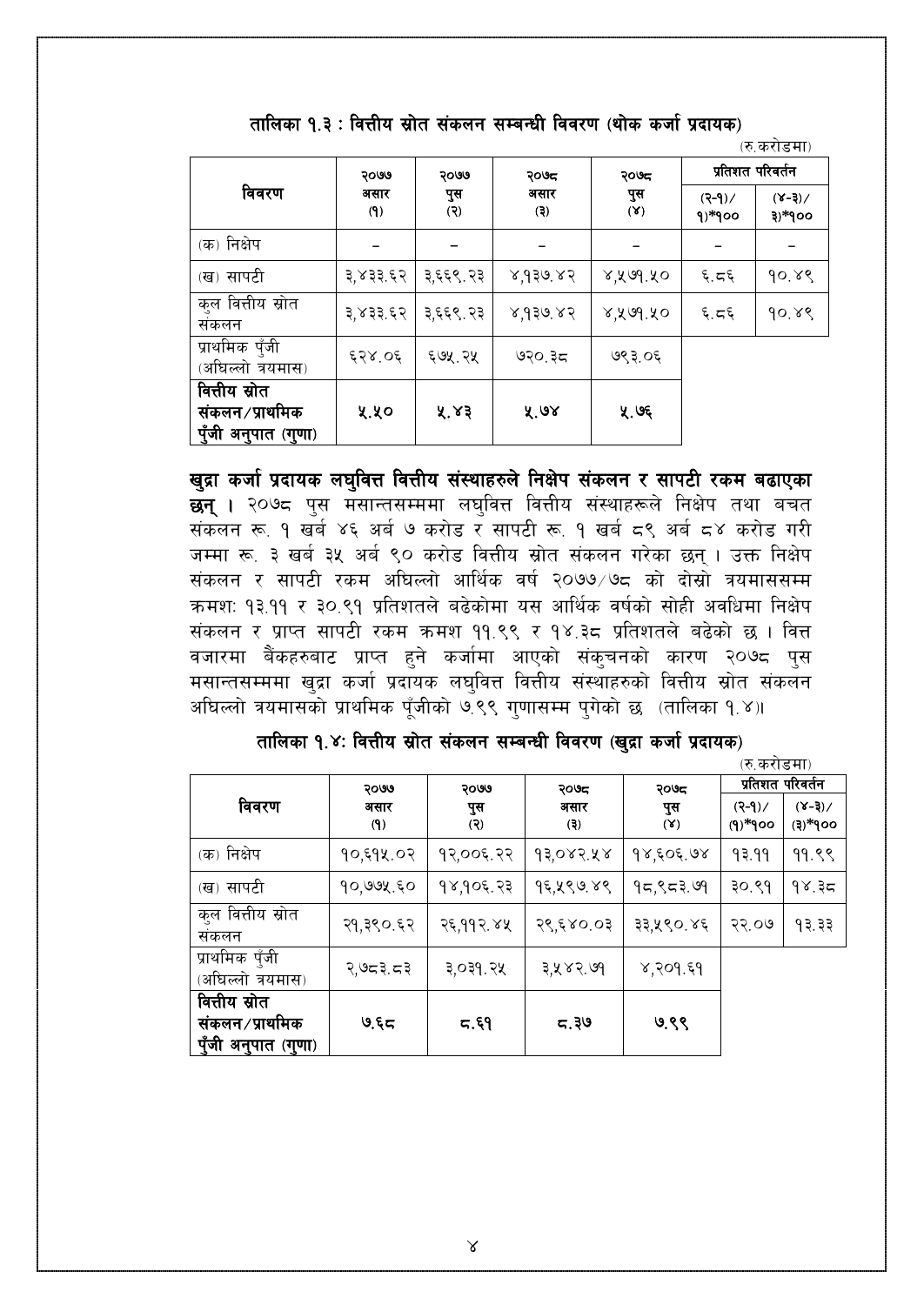### तालिका १.३ : वित्तीय स्रोत संकलन सम्बन्धी विवरण (थोक कर्जा प्रदायक)

(रु.करोडमा)

| विवरण | २०७७ असार (१) | २०७७ पुस (२) | २०७८ असार (३) | २०७८ पुस (४) | प्रतिशत परिवर्तन | |
|---|---|---|---|---|---|---|
| | | | | | (२-१)/१)*१०० | (४-३)/३)*१०० |
| (क) निक्षेप | – | – | – | – | – | – |
| (ख) सापटी | ३,४३३.६२ | ३,६६९.२३ | ४,१३७.४२ | ४,५७१.५० | ६.८६ | १०.४९ |
| कुल वित्तीय स्रोत संकलन | ३,४३३.६२ | ३,६६९.२३ | ४,१३७.४२ | ४,५७१.५० | ६.८६ | १०.४९ |
| प्राथमिक पुँजी (अघिल्लो त्रयमास) | ६२४.०६ | ६७५.२५ | ७२०.३८ | ७९३.०६ | | |
| **वित्तीय स्रोत संकलन/प्राथमिक पुँजी अनुपात (गुणा)** | **५.५०** | **५.४३** | **५.७४** | **५.७६** | | |

**खुद्रा कर्जा प्रदायक लघुवित्त वित्तीय संस्थाहरुले निक्षेप संकलन र सापटी रकम बढाएका छन् ।** २०७८ पुस मसान्तसम्ममा लघुवित्त वित्तीय संस्थाहरूले निक्षेप तथा बचत संकलन रू. १ खर्ब ४६ अर्ब ७ करोड र सापटी रू. १ खर्ब ८९ अर्ब ८४ करोड गरी जम्मा रू. ३ खर्ब ३५ अर्ब ९० करोड वित्तीय स्रोत संकलन गरेका छन् । उक्त निक्षेप संकलन र सापटी रकम अघिल्लो आर्थिक वर्ष २०७७/७८ को दोस्रो त्रयमाससम्म क्रमशः १३.११ र ३०.९१ प्रतिशतले बढेकोमा यस आर्थिक वर्षको सोही अवधिमा निक्षेप संकलन र प्राप्त सापटी रकम क्रमश ११.९९ र १४.३८ प्रतिशतले बढेको छ । वित्त वजारमा बैंकहरुबाट प्राप्त हुने कर्जामा आएको संकुचनको कारण २०७८ पुस मसान्तसम्ममा खुद्रा कर्जा प्रदायक लघुवित्त वित्तीय संस्थाहरुको वित्तीय स्रोत संकलन अघिल्लो त्रयमासको प्राथमिक पूँजीको ७.९९ गुणासम्म पुगेको छ (तालिका १.४)।

### तालिका १.४: वित्तीय स्रोत संकलन सम्बन्धी विवरण (खुद्रा कर्जा प्रदायक)

(रु.करोडमा)

| विवरण | २०७७ असार (१) | २०७७ पुस (२) | २०७८ असार (३) | २०७८ पुस (४) | प्रतिशत परिवर्तन | |
|---|---|---|---|---|---|---|
| | | | | | (२-१)/(१)*१०० | (४-३)/(३)*१०० |
| (क) निक्षेप | १०,६१५.०२ | १२,००६.२२ | १३,०४२.५४ | १४,६०६.७४ | १३.११ | ११.९९ |
| (ख) सापटी | १०,७७५.६० | १४,१०६.२३ | १६,५९७.४९ | १८,९८३.७१ | ३०.९१ | १४.३८ |
| कुल वित्तीय स्रोत संकलन | २१,३९०.६२ | २६,११२.४५ | २९,६४०.०३ | ३३,५९०.४६ | २२.०७ | १३.३३ |
| प्राथमिक पुँजी (अघिल्लो त्रयमास) | २,७८३.८३ | ३,०३१.२५ | ३,५४२.७१ | ४,२०१.६१ | | |
| **वित्तीय स्रोत संकलन/प्राथमिक पुँजी अनुपात (गुणा)** | **७.६८** | **८.६१** | **८.३७** | **७.९९** | | |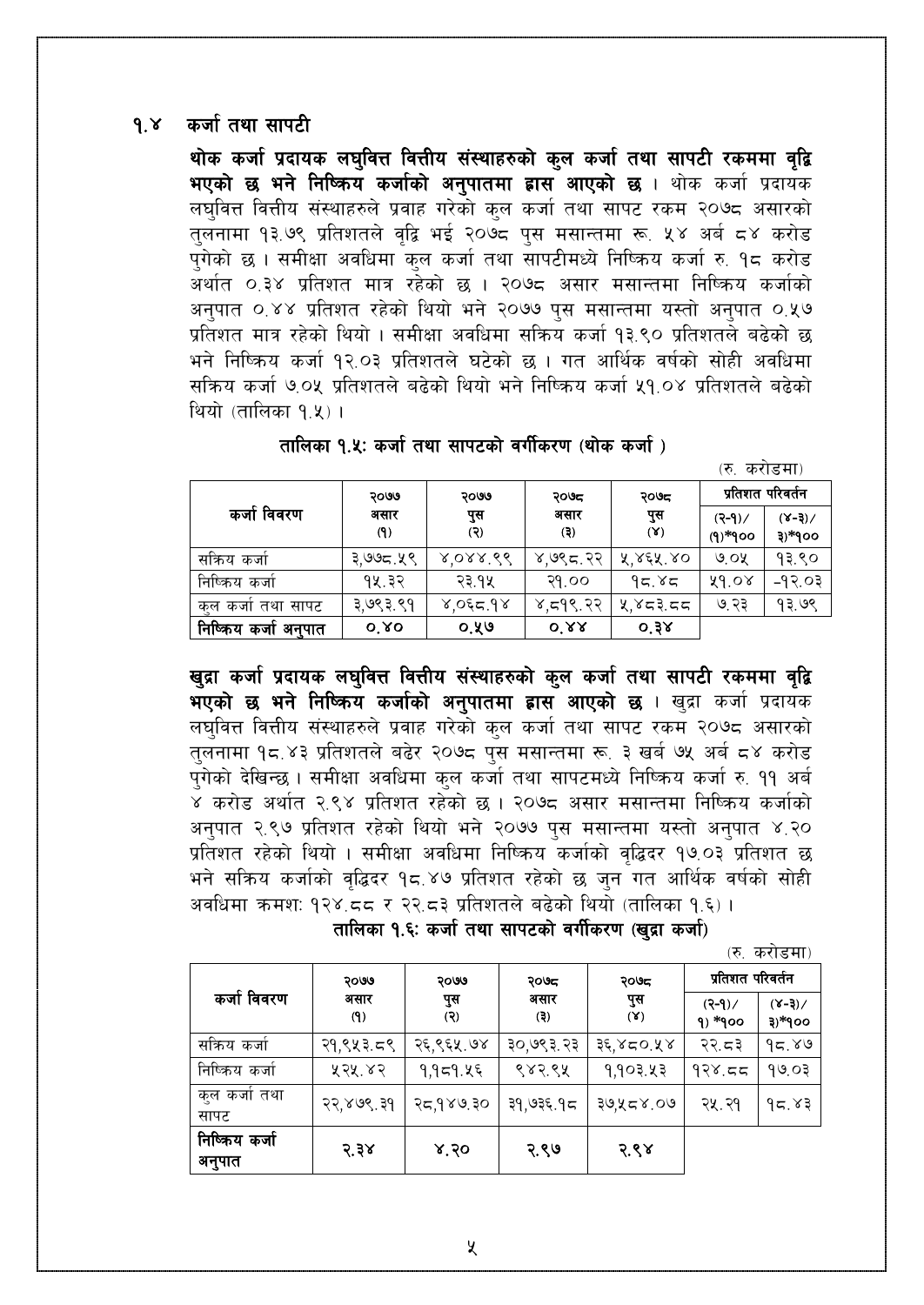## १.४ कर्जा तथा सापटी

**थोक कर्जा प्रदायक लघुवित्त वित्तीय संस्थाहरुको कुल कर्जा तथा सापटी रकममा वृद्धि भएको छ भने निष्क्रिय कर्जाको अनुपातमा ह्रास आएको छ ।** थोक कर्जा प्रदायक लघुवित्त वित्तीय संस्थाहरुले प्रवाह गरेको कुल कर्जा तथा सापट रकम २०७८ असारको तुलनामा १३.७९ प्रतिशतले वृद्धि भई २०७८ पुस मसान्तमा रू. ५४ अर्ब ८४ करोड पुगेको छ । समीक्षा अवधिमा कुल कर्जा तथा सापटीमध्ये निष्क्रिय कर्जा रु. १८ करोड अर्थात ०.३४ प्रतिशत मात्र रहेको छ । २०७८ असार मसान्तमा निष्क्रिय कर्जाको अनुपात ०.४४ प्रतिशत रहेको थियो भने २०७७ पुस मसान्तमा यस्तो अनुपात ०.५७ प्रतिशत मात्र रहेको थियो । समीक्षा अवधिमा सक्रिय कर्जा १३.९० प्रतिशतले बढेको छ भने निष्क्रिय कर्जा १२.०३ प्रतिशतले घटेको छ । गत आर्थिक वर्षको सोही अवधिमा सक्रिय कर्जा ७.०५ प्रतिशतले बढेको थियो भने निष्क्रिय कर्जा ५१.०४ प्रतिशतले बढेको थियो (तालिका १.५) ।

**तालिका १.५: कर्जा तथा सापटको वर्गीकरण (थोक कर्जा )**

(रु. करोडमा)

| कर्जा विवरण | २०७७ असार (१) | २०७७ पुस (२) | २०७८ असार (३) | २०७८ पुस (४) | प्रतिशत परिवर्तन | |
|---|---|---|---|---|---|---|
| | | | | | (२-१)/(१)*१०० | (४-३)/३)*१०० |
| सक्रिय कर्जा | ३,७७८.५९ | ४,०४४.९९ | ४,७९८.२२ | ५,४६५.४० | ७.०५ | १३.९० |
| निष्क्रिय कर्जा | १५.३२ | २३.१५ | २१.०० | १८.४८ | ५१.०४ | -१२.०३ |
| कुल कर्जा तथा सापट | ३,७९३.९१ | ४,०६८.१४ | ४,८१९.२२ | ५,४८३.८८ | ७.२३ | १३.७९ |
| **निष्क्रिय कर्जा अनुपात** | **०.४०** | **०.५७** | **०.४४** | **०.३४** | | |

**खुद्रा कर्जा प्रदायक लघुवित्त वित्तीय संस्थाहरुको कुल कर्जा तथा सापटी रकममा वृद्धि भएको छ भने निष्क्रिय कर्जाको अनुपातमा ह्रास आएको छ ।** खुद्रा कर्जा प्रदायक लघुवित्त वित्तीय संस्थाहरुले प्रवाह गरेको कुल कर्जा तथा सापटी रकम २०७८ असारको तुलनामा १८.४३ प्रतिशतले बढेर २०७८ पुस मसान्तमा रू. ३ खर्ब ७५ अर्ब ८४ करोड पुगेको देखिन्छ । समीक्षा अवधिमा कुल कर्जा तथा सापटमध्ये निष्क्रिय कर्जा रु. ११ अर्ब ४ करोड अर्थात २.९४ प्रतिशत रहेको छ । २०७८ असार मसान्तमा निष्क्रिय कर्जाको अनुपात २.९७ प्रतिशत रहेको थियो भने २०७७ पुस मसान्तमा यस्तो अनुपात ४.२० प्रतिशत रहेको थियो । समीक्षा अवधिमा निष्क्रिय कर्जाको वृद्धिदर १७.०३ प्रतिशत छ भने सक्रिय कर्जाको वृद्धिदर १८.४७ प्रतिशत रहेको छ जुन गत आर्थिक वर्षको सोही अवधिमा क्रमशः १२४.८८ र २२.८३ प्रतिशतले बढेको थियो (तालिका १.६) ।

**तालिका १.६: कर्जा तथा सापटको वर्गीकरण (खुद्रा कर्जा)**

(रु. करोडमा)

| कर्जा विवरण | २०७७ असार (१) | २०७७ पुस (२) | २०७८ असार (३) | २०७८ पुस (४) | प्रतिशत परिवर्तन | |
|---|---|---|---|---|---|---|
| | | | | | (२-१)/ १) *१०० | (४-३)/ ३)*१०० |
| सक्रिय कर्जा | २१,९५३.८९ | २६,९६५.७४ | ३०,७९३.२३ | ३६,४८०.५४ | २२.८३ | १८.४७ |
| निष्क्रिय कर्जा | ५२५.४२ | १,१८१.५६ | ९४२.९५ | १,१०३.५३ | १२४.८८ | १७.०३ |
| कुल कर्जा तथा सापट | २२,४७९.३१ | २८,१४७.३० | ३१,७३६.१८ | ३७,५८४.०७ | २५.२१ | १८.४३ |
| **निष्क्रिय कर्जा अनुपात** | **२.३४** | **४.२०** | **२.९७** | **२.९४** | | |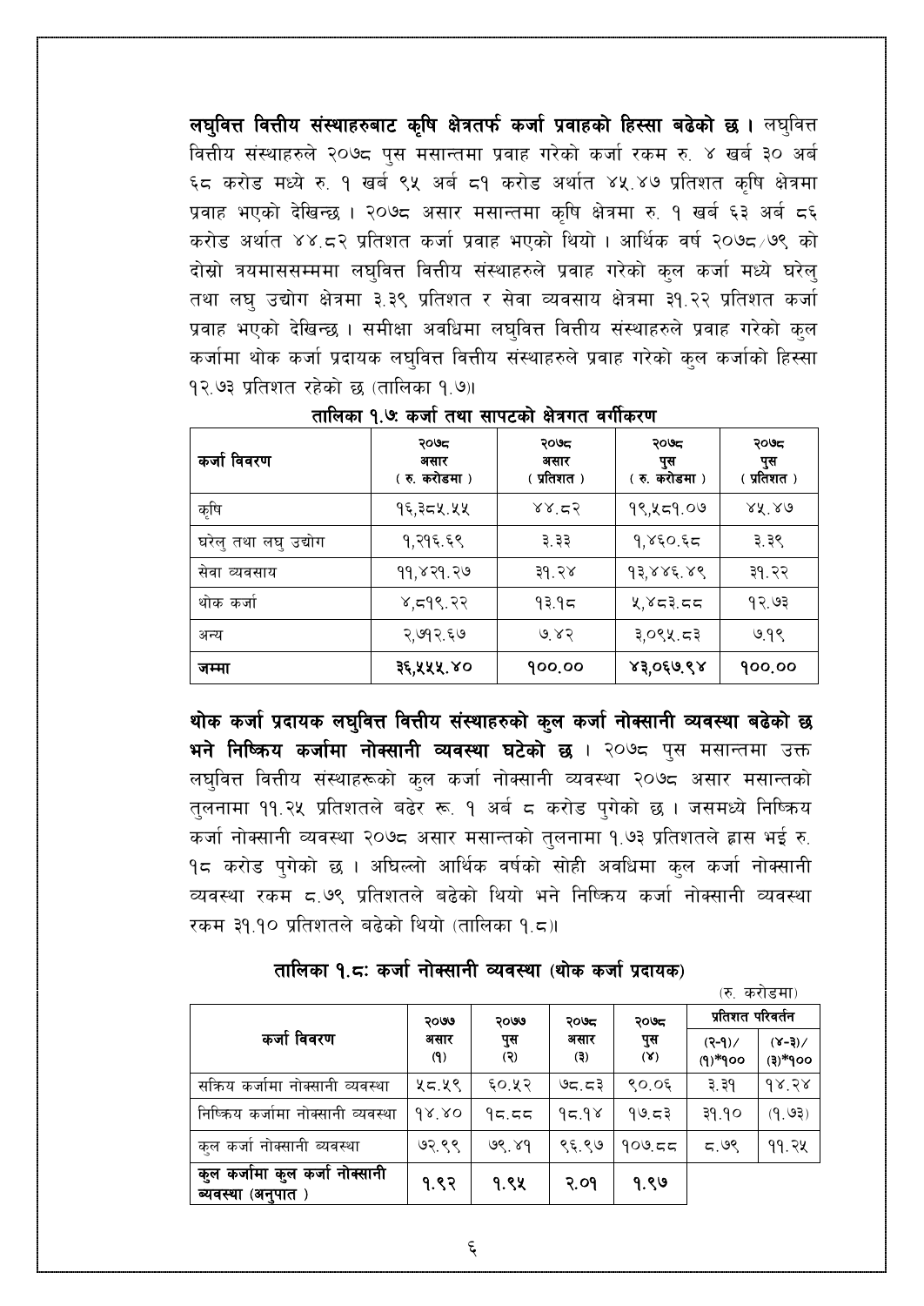**लघुवित्त वित्तीय संस्थाहरुबाट कृषि क्षेत्रतर्फ कर्जा प्रवाहको हिस्सा बढेको छ ।** लघुवित्त वित्तीय संस्थाहरुले २०७८ पुस मसान्तमा प्रवाह गरेको कर्जा रकम रु. ४ खर्ब ३० अर्ब ६८ करोड मध्ये रु. १ खर्ब ९५ अर्ब ८१ करोड अर्थात ४५.४७ प्रतिशत कृषि क्षेत्रमा प्रवाह भएको देखिन्छ । २०७८ असार मसान्तमा कृषि क्षेत्रमा रु. १ खर्ब ६३ अर्ब ८६ करोड अर्थात ४४.८२ प्रतिशत कर्जा प्रवाह भएको थियो । आर्थिक वर्ष २०७८/७९ को दोस्रो त्रयमाससम्ममा लघुवित्त वित्तीय संस्थाहरुले प्रवाह गरेको कुल कर्जा मध्ये घरेलु तथा लघु उद्योग क्षेत्रमा ३.३९ प्रतिशत र सेवा व्यवसाय क्षेत्रमा ३१.२२ प्रतिशत कर्जा प्रवाह भएको देखिन्छ । समीक्षा अवधिमा लघुवित्त वित्तीय संस्थाहरुले प्रवाह गरेको कुल कर्जामा थोक कर्जा प्रदायक लघुवित्त वित्तीय संस्थाहरुले प्रवाह गरेको कुल कर्जाको हिस्सा १२.७३ प्रतिशत रहेको छ (तालिका १.७)।

**तालिका १.७: कर्जा तथा सापटको क्षेत्रगत वर्गीकरण**

| कर्जा विवरण | २०७८ असार (रु. करोडमा) | २०७८ असार (प्रतिशत) | २०७८ पुस (रु. करोडमा) | २०७८ पुस (प्रतिशत) |
|---|---|---|---|---|
| कृषि | १६,३८५.५५ | ४४.८२ | १९,५८१.०७ | ४५.४७ |
| घरेलु तथा लघु उद्योग | १,२१६.६९ | ३.३३ | १,४६०.६८ | ३.३९ |
| सेवा व्यवसाय | ११,४२१.२७ | ३१.२४ | १३,४४६.४९ | ३१.२२ |
| थोक कर्जा | ४,८१९.२२ | १३.१८ | ५,४८३.८८ | १२.७३ |
| अन्य | २,७१२.६७ | ७.४२ | ३,०९५.८३ | ७.१९ |
| **जम्मा** | **३६,५५५.४०** | **१००.००** | **४३,०६७.९४** | **१००.००** |

**थोक कर्जा प्रदायक लघुवित्त वित्तीय संस्थाहरुको कुल कर्जा नोक्सानी व्यवस्था बढेको छ भने निष्क्रिय कर्जामा नोक्सानी व्यवस्था घटेको छ ।** २०७८ पुस मसान्तमा उक्त लघुवित्त वित्तीय संस्थाहरूको कुल कर्जा नोक्सानी व्यवस्था २०७८ असार मसान्तको तुलनामा ११.२५ प्रतिशतले बढेर रू. १ अर्ब ८ करोड पुगेको छ । जसमध्ये निष्क्रिय कर्जा नोक्सानी व्यवस्था २०७८ असार मसान्तको तुलनामा १.७३ प्रतिशतले ह्रास भई रु. १८ करोड पुगेको छ । अघिल्लो आर्थिक वर्षको सोही अवधिमा कुल कर्जा नोक्सानी व्यवस्था रकम ८.७९ प्रतिशतले बढेको थियो भने निष्क्रिय कर्जा नोक्सानी व्यवस्था रकम ३१.१० प्रतिशतले बढेको थियो (तालिका १.८)।

**तालिका १.८: कर्जा नोक्सानी व्यवस्था (थोक कर्जा प्रदायक)**

(रु. करोडमा)

| कर्जा विवरण | २०७७ असार (१) | २०७७ पुस (२) | २०७८ असार (३) | २०७८ पुस (४) | प्रतिशत परिवर्तन | |
|---|---|---|---|---|---|---|
| | | | | | (२-१)/(१)*१०० | (४-३)/(३)*१०० |
| सक्रिय कर्जामा नोक्सानी व्यवस्था | ५८.५९ | ६०.५२ | ७८.८३ | ९०.०६ | ३.३१ | १४.२४ |
| निष्क्रिय कर्जामा नोक्सानी व्यवस्था | १४.४० | १८.८८ | १८.१४ | १७.८३ | ३१.१० | (१.७३) |
| कुल कर्जा नोक्सानी व्यवस्था | ७२.९९ | ७९.४१ | ९६.९७ | १०७.८८ | ८.७९ | ११.२५ |
| **कुल कर्जामा कुल कर्जा नोक्सानी व्यवस्था (अनुपात )** | **१.९२** | **१.९५** | **२.०१** | **१.९७** | | |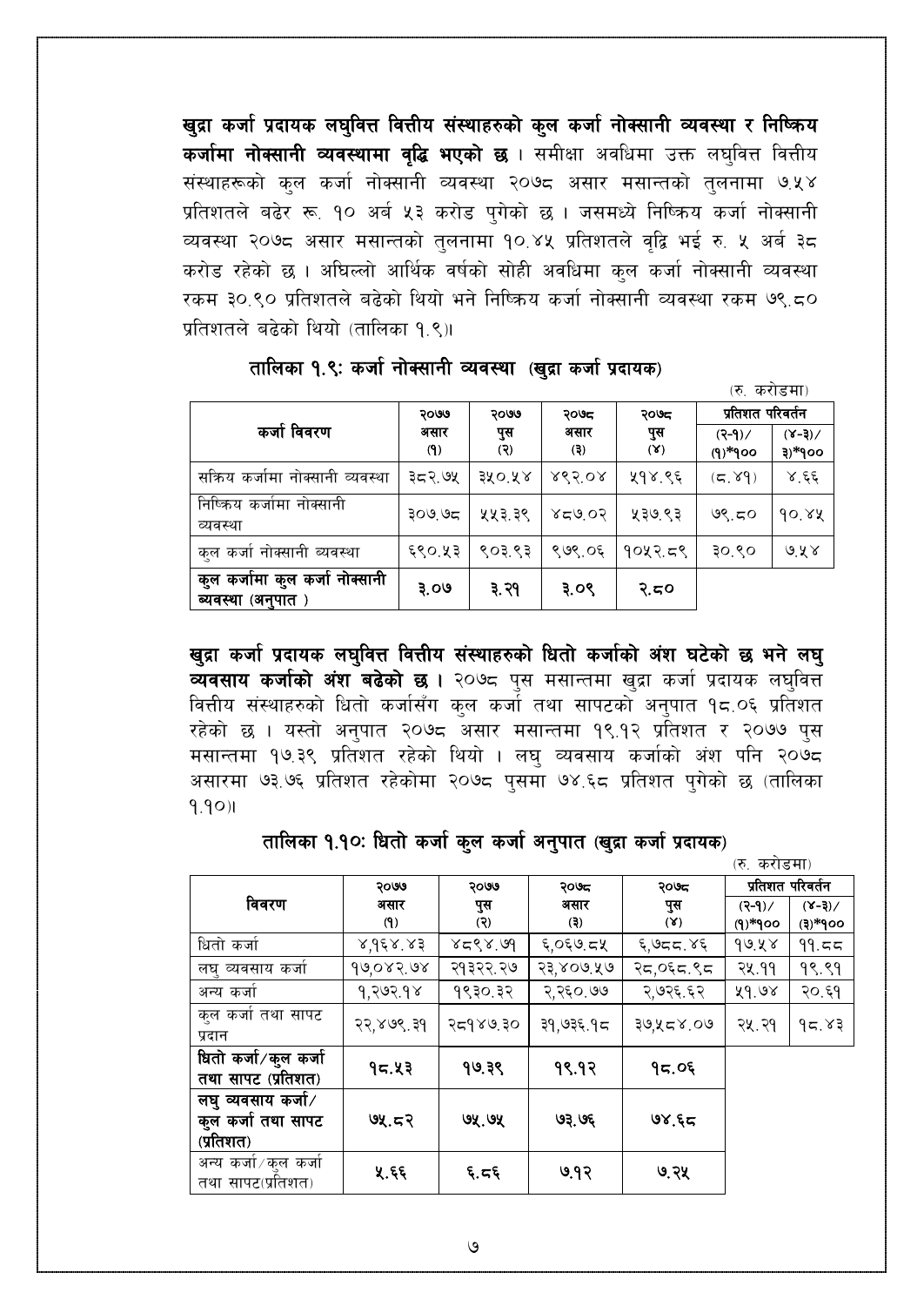**खुद्रा कर्जा प्रदायक लघुवित्त वित्तीय संस्थाहरुको कुल कर्जा नोक्सानी व्यवस्था र निष्क्रिय कर्जामा नोक्सानी व्यवस्थामा वृद्धि भएको छ** । समीक्षा अवधिमा उक्त लघुवित्त वित्तीय संस्थाहरूको कुल कर्जा नोक्सानी व्यवस्था २०७८ असार मसान्तको तुलनामा ७.५४ प्रतिशतले बढेर रू. १० अर्ब ५३ करोड पुगेको छ । जसमध्ये निष्क्रिय कर्जा नोक्सानी व्यवस्था २०७८ असार मसान्तको तुलनामा १०.४५ प्रतिशतले वृद्धि भई रु. ५ अर्ब ३८ करोड रहेको छ । अघिल्लो आर्थिक वर्षको सोही अवधिमा कुल कर्जा नोक्सानी व्यवस्था रकम ३०.९० प्रतिशतले बढेको थियो भने निष्क्रिय कर्जा नोक्सानी व्यवस्था रकम ७९.८० प्रतिशतले बढेको थियो (तालिका १.९)।

### तालिका १.९: कर्जा नोक्सानी व्यवस्था (खुद्रा कर्जा प्रदायक)

(रु. करोडमा)

| कर्जा विवरण | २०७७ असार (१) | २०७७ पुस (२) | २०७८ असार (३) | २०७८ पुस (४) | प्रतिशत परिवर्तन (२-१)/(१)*१०० | (४-३)/३)*१०० |
|---|---|---|---|---|---|---|
| सक्रिय कर्जामा नोक्सानी व्यवस्था | ३८२.७५ | ३५०.५४ | ४९२.०४ | ५१४.९६ | (८.४१) | ४.६६ |
| निष्क्रिय कर्जामा नोक्सानी व्यवस्था | ३०७.७८ | ५५३.३९ | ४८७.०२ | ५३७.९३ | ७९.८० | १०.४५ |
| कुल कर्जा नोक्सानी ब्यवस्था | ६९०.५३ | ९०३.९३ | ९७९.०६ | १०५२.८९ | ३०.९० | ७.५४ |
| **कुल कर्जामा कुल कर्जा नोक्सानी ब्यवस्था (अनुपात )** | **३.०७** | **३.२१** | **३.०९** | **२.८०** | | |

**खुद्रा कर्जा प्रदायक लघुवित्त वित्तीय संस्थाहरुको धितो कर्जाको अंश घटेको छ भने लघु व्यवसाय कर्जाको अंश बढेको छ ।** २०७८ पुस मसान्तमा खुद्रा कर्जा प्रदायक लघुवित्त वित्तीय संस्थाहरुको धितो कर्जासँग कुल कर्जा तथा सापटको अनुपात १८.०६ प्रतिशत रहेको छ । यस्तो अनुपात २०७८ असार मसान्तमा १९.१२ प्रतिशत र २०७७ पुस मसान्तमा १७.३९ प्रतिशत रहेको थियो । लघु व्यवसाय कर्जाको अंश पनि २०७८ असारमा ७३.७६ प्रतिशत रहेकोमा २०७८ पुसमा ७४.६८ प्रतिशत पुगेको छ (तालिका १.१०)।

### तालिका १.१०: धितो कर्जा कुल कर्जा अनुपात (खुद्रा कर्जा प्रदायक)

(रु. करोडमा)

| विवरण | २०७७ असार (१) | २०७७ पुस (२) | २०७८ असार (३) | २०७८ पुस (४) | प्रतिशत परिवर्तन (२-१)/(१)*१०० | (४-३)/(३)*१०० |
|---|---|---|---|---|---|---|
| धितो कर्जा | ४,१६४.४३ | ४८९४.७१ | ६,०६७.८५ | ६,७८८.४६ | १७.५४ | ११.८८ |
| लघु व्यवसाय कर्जा | १७,०४२.७४ | २१३२२.२७ | २३,४०७.५७ | २८,०६८.९८ | २५.११ | १९.९१ |
| अन्य कर्जा | १,२७२.१४ | १९३०.३२ | २,२६०.७७ | २,७२६.६२ | ५१.७४ | २०.६१ |
| कुल कर्जा तथा सापट प्रदान | २२,४७९.३१ | २८१४७.३० | ३१,७३६.१८ | ३७,५८४.०७ | २५.२१ | १८.४३ |
| **धितो कर्जा/कुल कर्जा तथा सापट (प्रतिशत)** | **१८.५३** | **१७.३९** | **१९.१२** | **१८.०६** | | |
| **लघु व्यवसाय कर्जा/ कुल कर्जा तथा सापट (प्रतिशत)** | **७५.८२** | **७५.७५** | **७३.७६** | **७४.६८** | | |
| अन्य कर्जा/कुल कर्जा तथा सापट(प्रतिशत) | **५.६६** | **६.८६** | **७.१२** | **७.२५** | | |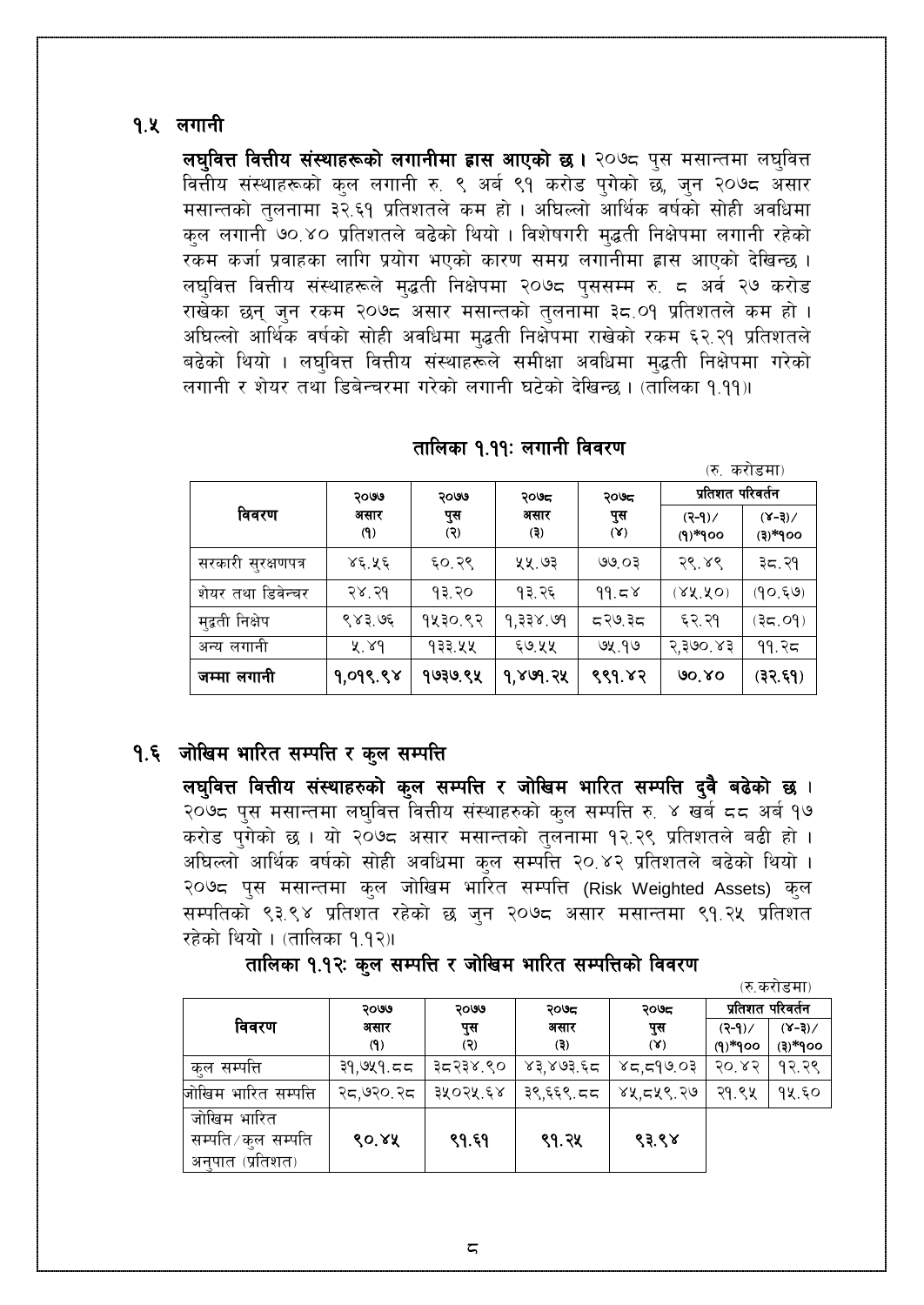## १.५ लगानी

**लघुवित्त वित्तीय संस्थाहरूको लगानीमा ह्रास आएको छ।** २०७८ पुस मसान्तमा लघुवित्त वित्तीय संस्थाहरूको कुल लगानी रु. ९ अर्ब ९१ करोड पुगेको छ, जुन २०७८ असार मसान्तको तुलनामा ३२.६१ प्रतिशतले कम हो । अघिल्लो आर्थिक वर्षको सोही अवधिमा कुल लगानी ७०.४० प्रतिशतले बढेको थियो । विशेषगरी मुद्धती निक्षेपमा लगानी रहेको रकम कर्जा प्रवाहका लागि प्रयोग भएको कारण समग्र लगानीमा ह्रास आएको देखिन्छ । लघुवित्त वित्तीय संस्थाहरूले मुद्धती निक्षेपमा २०७८ पुससम्म रु. ८ अर्ब २७ करोड राखेका छन् जुन रकम २०७८ असार मसान्तको तुलनामा ३८.०१ प्रतिशतले कम हो । अघिल्लो आर्थिक वर्षको सोही अवधिमा मुद्धती निक्षेपमा राखेको रकम ६२.२१ प्रतिशतले बढेको थियो । लघुवित्त वित्तीय संस्थाहरूले समीक्षा अवधिमा मुद्धती निक्षेपमा गरेको लगानी र शेयर तथा डिबेन्चरमा गरेको लगानी घटेको देखिन्छ । (तालिका १.११)।

### तालिका १.११: लगानी विवरण

(रु. करोडमा)

| विवरण | २०७७ असार (१) | २०७७ पुस (२) | २०७८ असार (३) | २०७८ पुस (४) | प्रतिशत परिवर्तन (२-१)/(१)*१०० | प्रतिशत परिवर्तन (४-३)/(३)*१०० |
|---|---|---|---|---|---|---|
| सरकारी सुरक्षणपत्र | ४६.५६ | ६०.२९ | ५५.७३ | ७७.०३ | २९.४९ | ३८.२१ |
| शेयर तथा डिबेन्चर | २४.२१ | १३.२० | १३.२६ | ११.८४ | (४५.५०) | (१०.६७) |
| मुद्दती निक्षेप | ९४३.७६ | १५३०.९२ | १,३३४.७१ | ८२७.३८ | ६२.२१ | (३८.०१) |
| अन्य लगानी | ५.४१ | १३३.५५ | ६७.५५ | ७५.१७ | २,३७०.४३ | ११.२८ |
| **जम्मा लगानी** | **१,०१९.९४** | **१७३७.९५** | **१,४७१.२५** | **९९१.४२** | **७०.४०** | **(३२.६१)** |

## १.६ जोखिम भारित सम्पत्ति र कुल सम्पत्ति

**लघुवित्त वित्तीय संस्थाहरुको कुल सम्पत्ति र जोखिम भारित सम्पत्ति दुवै बढेको छ ।** २०७८ पुस मसान्तमा लघुवित्त वित्तीय संस्थाहरुको कुल सम्पत्ति रु. ४ खर्ब ८८ अर्ब १७ करोड पुगेको छ । यो २०७८ असार मसान्तको तुलनामा १२.२९ प्रतिशतले बढी हो । अघिल्लो आर्थिक वर्षको सोही अवधिमा कुल सम्पत्ति २०.४२ प्रतिशतले बढेको थियो । २०७८ पुस मसान्तमा कुल जोखिम भारित सम्पत्ति (Risk Weighted Assets) कुल सम्पतिको ९३.९४ प्रतिशत रहेको छ जुन २०७८ असार मसान्तमा ९१.२५ प्रतिशत रहेको थियो । (तालिका १.१२)।

### तालिका १.१२: कुल सम्पत्ति र जोखिम भारित सम्पत्तिको विवरण

(रु.करोडमा)

| विवरण | २०७७ असार (१) | २०७७ पुस (२) | २०७८ असार (३) | २०७८ पुस (४) | प्रतिशत परिवर्तन (२-१)/(१)*१०० | प्रतिशत परिवर्तन (४-३)/(३)*१०० |
|---|---|---|---|---|---|---|
| कुल सम्पत्ति | ३१,७५१.८८ | ३८२३४.९० | ४३,४७३.६८ | ४८,८१७.०३ | २०.४२ | १२.२९ |
| जोखिम भारित सम्पत्ति | २८,७२०.२८ | ३५०२५.६४ | ३९,६६९.८८ | ४५,८५९.२७ | २१.९५ | १५.६० |
| जोखिम भारित सम्पति/कुल सम्पति अनुपात (प्रतिशत) | **९०.४५** | **९१.६१** | **९१.२५** | **९३.९४** | | |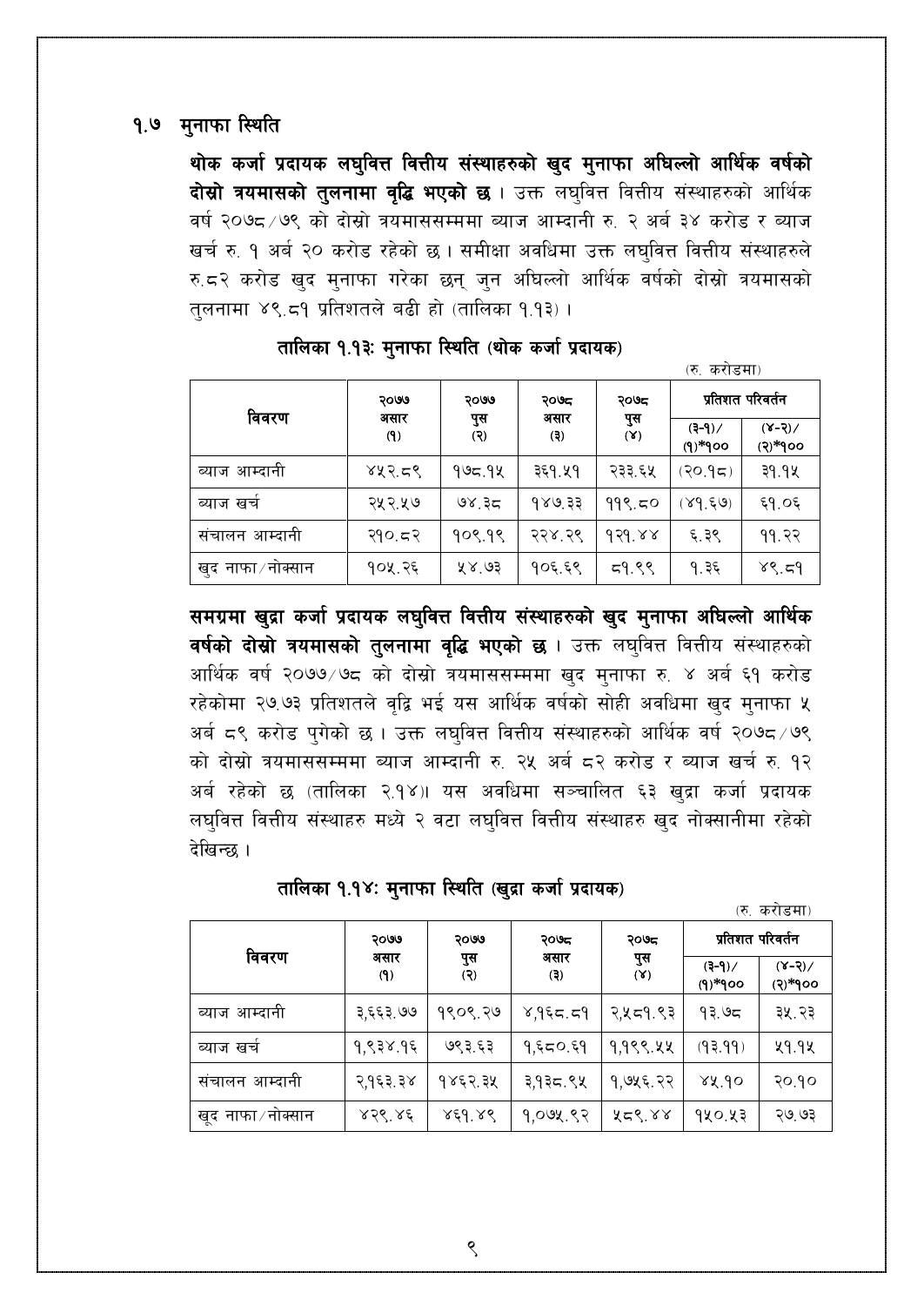## १.७ मुनाफा स्थिति

**थोक कर्जा प्रदायक लघुवित्त वित्तीय संस्थाहरुको खुद मुनाफा अघिल्लो आर्थिक वर्षको दोस्रो त्रयमासको तुलनामा वृद्धि भएको छ ।** उक्त लघुवित्त वित्तीय संस्थाहरुको आर्थिक वर्ष २०७८/७९ को दोस्रो त्रयमाससम्ममा ब्याज आम्दानी रु. २ अर्ब ३४ करोड र ब्याज खर्च रु. १ अर्ब २० करोड रहेको छ । समीक्षा अवधिमा उक्त लघुवित्त वित्तीय संस्थाहरुले रु.८२ करोड खुद मुनाफा गरेका छन् जुन अघिल्लो आर्थिक वर्षको दोस्रो त्रयमासको तुलनामा ४९.८१ प्रतिशतले बढी हो (तालिका १.१३) ।

**तालिका १.१३: मुनाफा स्थिति (थोक कर्जा प्रदायक)**

(रु. करोडमा)

| विवरण | २०७७ असार (१) | २०७७ पुस (२) | २०७८ असार (३) | २०७८ पुस (४) | प्रतिशत परिवर्तन | |
|---|---|---|---|---|---|---|
| | | | | | (३-१)/(१)*१०० | (४-२)/(२)*१०० |
| ब्याज आम्दानी | ४५२.८९ | १७८.१५ | ३६१.५१ | २३३.६५ | (२०.१८) | ३१.१५ |
| ब्याज खर्च | २५२.५७ | ७४.३८ | १४७.३३ | ११९.८० | (४१.६७) | ६१.०६ |
| संचालन आम्दानी | २१०.८२ | १०९.१९ | २२४.२९ | १२१.४४ | ६.३९ | ११.२२ |
| खुद नाफा/नोक्सान | १०५.२६ | ५४.७३ | १०६.६९ | ८१.९९ | १.३६ | ४९.८१ |

**समग्रमा खुद्रा कर्जा प्रदायक लघुवित्त वित्तीय संस्थाहरुको खुद मुनाफा अघिल्लो आर्थिक वर्षको दोस्रो त्रयमासको तुलनामा वृद्धि भएको छ ।** उक्त लघुवित्त वित्तीय संस्थाहरुको आर्थिक वर्ष २०७७/७८ को दोस्रो त्रयमाससम्ममा खुद मुनाफा रु. ४ अर्ब ६१ करोड रहेकोमा २७.७३ प्रतिशतले वृद्धि भई यस आर्थिक वर्षको सोही अवधिमा खुद मुनाफा ५ अर्ब ८९ करोड पुगेको छ । उक्त लघुवित्त वित्तीय संस्थाहरुको आर्थिक वर्ष २०७८/७९ को दोस्रो त्रयमाससम्ममा ब्याज आम्दानी रु. २५ अर्ब ८२ करोड र ब्याज खर्च रु. १२ अर्ब रहेको छ (तालिका २.१४)। यस अवधिमा सञ्चालित ६३ खुद्रा कर्जा प्रदायक लघुवित्त वित्तीय संस्थाहरु मध्ये २ वटा लघुवित्त वित्तीय संस्थाहरु खुद नोक्सानीमा रहेको देखिन्छ ।

**तालिका १.१४: मुनाफा स्थिति (खुद्रा कर्जा प्रदायक)**

(रु. करोडमा)

| विवरण | २०७७ असार (१) | २०७७ पुस (२) | २०७८ असार (३) | २०७८ पुस (४) | प्रतिशत परिवर्तन | |
|---|---|---|---|---|---|---|
| | | | | | (३-१)/(१)*१०० | (४-२)/(२)*१०० |
| ब्याज आम्दानी | ३,६६३.७७ | १९०९.२७ | ४,१६८.८१ | २,५८१.९३ | १३.७८ | ३५.२३ |
| ब्याज खर्च | १,९३४.१६ | ७९३.६३ | १,६८०.६१ | १,१९९.५५ | (१३.११) | ५१.१५ |
| संचालन आम्दानी | २,१६३.३४ | १४६२.३५ | ३,१३८.९५ | १,७५६.२२ | ४५.१० | २०.१० |
| खुद नाफा/नोक्सान | ४२९.४६ | ४६१.४९ | १,०७५.९२ | ५८९.४४ | १५०.५३ | २७.७३ |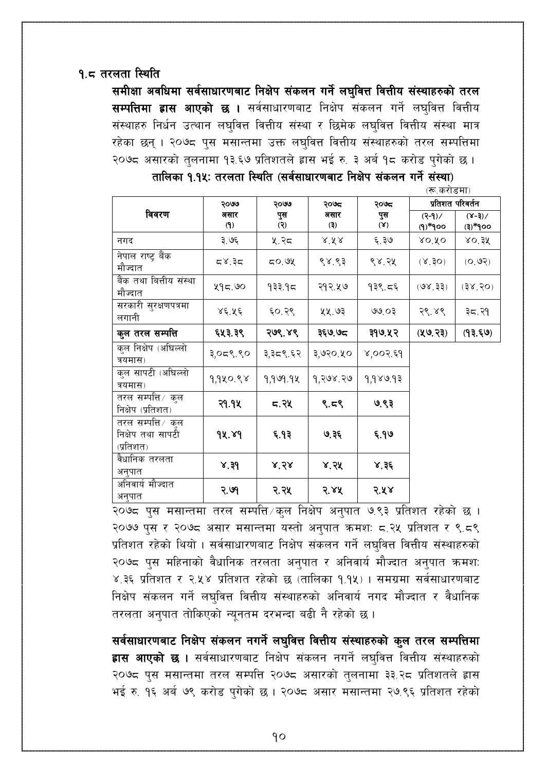### १.८ तरलता स्थिति

**समीक्षा अवधिमा सर्वसाधारणबाट निक्षेप संकलन गर्ने लघुवित्त वित्तीय संस्थाहरुको तरल सम्पत्तिमा ह्रास आएको छ ।** सर्वसाधारणबाट निक्षेप संकलन गर्ने लघुवित्त वित्तीय संस्थाहरु निर्धन उत्थान लघुवित्त वित्तीय संस्था र छिमेक लघुवित्त वित्तीय संस्था मात्र रहेका छन् । २०७८ पुस मसान्तमा उक्त लघुवित्त वित्तीय संस्थाहरुको तरल सम्पत्तिमा २०७८ असारको तुलनामा १३.६७ प्रतिशतले ह्रास भई रु. ३ अर्ब १८ करोड पुगेको छ ।

**तालिका १.१५: तरलता स्थिति (सर्वसाधारणबाट निक्षेप संकलन गर्ने संस्था)**

(रू.करोडमा)

| विवरण | २०७७ असार (१) | २०७७ पुस (२) | २०७८ असार (३) | २०७८ पुस (४) | प्रतिशत परिवर्तन | |
|---|---|---|---|---|---|---|
| | | | | | (२-१)/(१)*१०० | (४-३)/(३)*१०० |
| नगद | ३.७६ | ५.२८ | ४.५४ | ६.३७ | ४०.५० | ४०.३५ |
| नेपाल राष्ट्र बैंक मौज्दात | ८४.३८ | ८०.७५ | ९४.९३ | ९४.२५ | (४.३०) | (०.७२) |
| बैंक तथा बित्तीय संस्था मौज्दात | ५१८.७० | १३३.१८ | २१२.५७ | १३९.८६ | (७४.३३) | (३४.२०) |
| सरकारी सुरक्षणपत्रमा लगानी | ४६.५६ | ६०.२९ | ५५.७३ | ७७.०३ | २९.४९ | ३८.२१ |
| **कुल तरल सम्पत्ति** | **६५३.३९** | **२७९.४९** | **३६७.७८** | **३१७.५२** | **(५७.२३)** | **(१३.६७)** |
| कुल निक्षेप (अघिल्लो त्रयमास) | ३,०८९.९० | ३,३८९.६२ | ३,७२०.५० | ४,००२.६१ | | |
| कुल सापटी (अघिल्लो त्रयमास) | १,१५०.९४ | १,१७१.१५ | १,२७४.२७ | १,१४७.१३ | | |
| तरल सम्पत्ति/ कुल निक्षेप (प्रतिशत) | **२१.१५** | **८.२५** | **९.८९** | **७.९३** | | |
| तरल सम्पत्ति/ कुल निक्षेप तथा सापटी (प्रतिशत) | **१५.४१** | **६.१३** | **७.३६** | **६.१७** | | |
| वैधानिक तरलता अनुपात | **४.३१** | **४.२४** | **४.२५** | **४.३६** | | |
| अनिवार्य मौज्दात अनुपात | **२.७१** | **२.२५** | **२.४५** | **२.५४** | | |

२०७८ पुस मसान्तमा तरल सम्पत्ति/कुल निक्षेप अनुपात ७.९३ प्रतिशत रहेको छ । २०७७ पुस र २०७८ असार मसान्तमा यस्तो अनुपात क्रमशः ८.२५ प्रतिशत र ९.८९ प्रतिशत रहेको थियो । सर्वसाधारणबाट निक्षेप संकलन गर्ने लघुवित्त वित्तीय संस्थाहरुको २०७८ पुस महिनाको वैधानिक तरलता अनुपात र अनिवार्य मौज्दात अनुपात क्रमशः ४.३६ प्रतिशत र २.५४ प्रतिशत रहेको छ (तालिका १.१५) । समग्रमा सर्वसाधारणबाट निक्षेप संकलन गर्ने लघुवित्त वित्तीय संस्थाहरुको अनिवार्य नगद मौज्दात र वैधानिक तरलता अनुपात तोकिएको न्यूनतम दरभन्दा बढी नै रहेको छ ।

**सर्वसाधारणबाट निक्षेप संकलन नगर्ने लघुवित्त वित्तीय संस्थाहरुको कुल तरल सम्पत्तिमा ह्रास आएको छ ।** सर्वसाधारणबाट निक्षेप संकलन नगर्ने लघुवित्त वित्तीय संस्थाहरुको २०७८ पुस मसान्तमा तरल सम्पत्ति २०७८ असारको तुलनामा ३३.२८ प्रतिशतले ह्रास भई रु. १६ अर्ब ७९ करोड पुगेको छ । २०७८ असार मसान्तमा २७.९६ प्रतिशत रहेको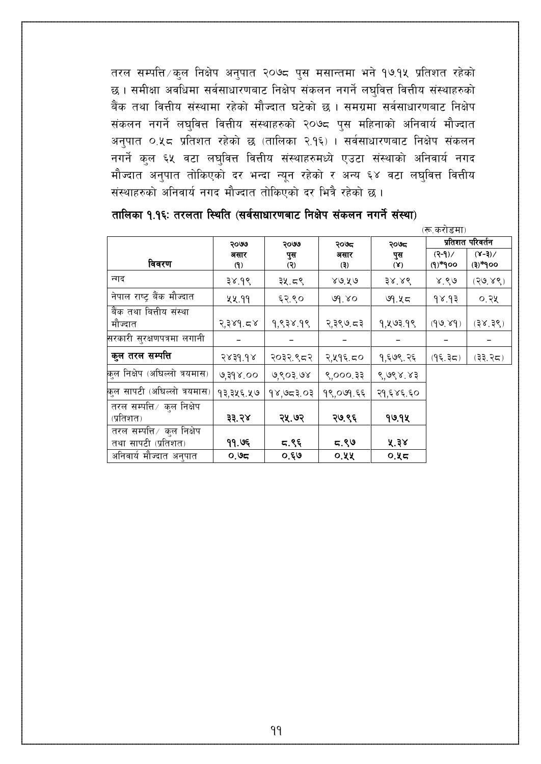तरल सम्पत्ति/कुल निक्षेप अनुपात २०७८ पुस मसान्तमा भने १७.१५ प्रतिशत रहेको छ। समीक्षा अवधिमा सर्वसाधारणबाट निक्षेप संकलन नगर्ने लघुवित्त वित्तीय संस्थाहरुको बैंक तथा वित्तीय संस्थामा रहेको मौज्दात घटेको छ। समग्रमा सर्वसाधारणबाट निक्षेप संकलन नगर्ने लघुवित्त वित्तीय संस्थाहरुको २०७८ पुस महिनाको अनिवार्य मौज्दात अनुपात ०.५८ प्रतिशत रहेको छ (तालिका २.१६)। सर्वसाधारणबाट निक्षेप संकलन नगर्ने कुल ६५ वटा लघुवित्त वित्तीय संस्थाहरुमध्ये एउटा संस्थाको अनिवार्य नगद मौज्दात अनुपात तोकिएको दर भन्दा न्यून रहेको र अन्य ६४ वटा लघुवित्त वित्तीय संस्थाहरुको अनिवार्य नगद मौज्दात तोकिएको दर भित्रै रहेको छ।

**तालिका १.१६: तरलता स्थिति (सर्वसाधारणबाट निक्षेप संकलन नगर्ने संस्था)**

(रू.करोडमा)

| विवरण | २०७७ असार (१) | २०७७ पुस (२) | २०७८ असार (३) | २०७८ पुस (४) | प्रतिशत परिवर्तन (२-१)/(१)*१०० | प्रतिशत परिवर्तन (४-३)/(३)*१०० |
|---|---|---|---|---|---|---|
| नगद | ३४.१९ | ३५.८९ | ४७.५७ | ३४.४९ | ४.९७ | (२७.४९) |
| नेपाल राष्ट्र बैंक मौज्दात | ५५.११ | ६२.९० | ७१.४० | ७१.५८ | १४.१३ | ०.२५ |
| बैंक तथा बित्तीय संस्था मौज्दात | २,३४१.८४ | १,९३४.१९ | २,३९७.८३ | १,५७३.१९ | (१७.४१) | (३४.३९) |
| सरकारी सुरक्षणपत्रमा लगानी | – | – | – | – | – | – |
| **कुल तरल सम्पत्ति** | २४३१.१४ | २०३२.९८२ | २,५१६.८० | १,६७९.२६ | (१६.३८) | (३३.२८) |
| कुल निक्षेप (अघिल्लो त्रयमास) | ७,३१४.०० | ७,९०३.७४ | ९,०००.३३ | ९,७९४.४३ | | |
| कुल सापटी (अघिल्लो त्रयमास) | १३,३५६.५७ | १४,७८३.०३ | १९,०७१.६६ | २१,६४६.६० | | |
| तरल सम्पत्ति/ कुल निक्षेप (प्रतिशत) | **३३.२४** | **२५.७२** | **२७.९६** | **१७.१५** | | |
| तरल सम्पत्ति/ कुल निक्षेप तथा सापटी (प्रतिशत) | **११.७६** | **८.९६** | **८.९७** | **५.३४** | | |
| अनिवार्य मौज्दात अनुपात | **०.७८** | **०.६७** | **०.५५** | **०.५८** | | |